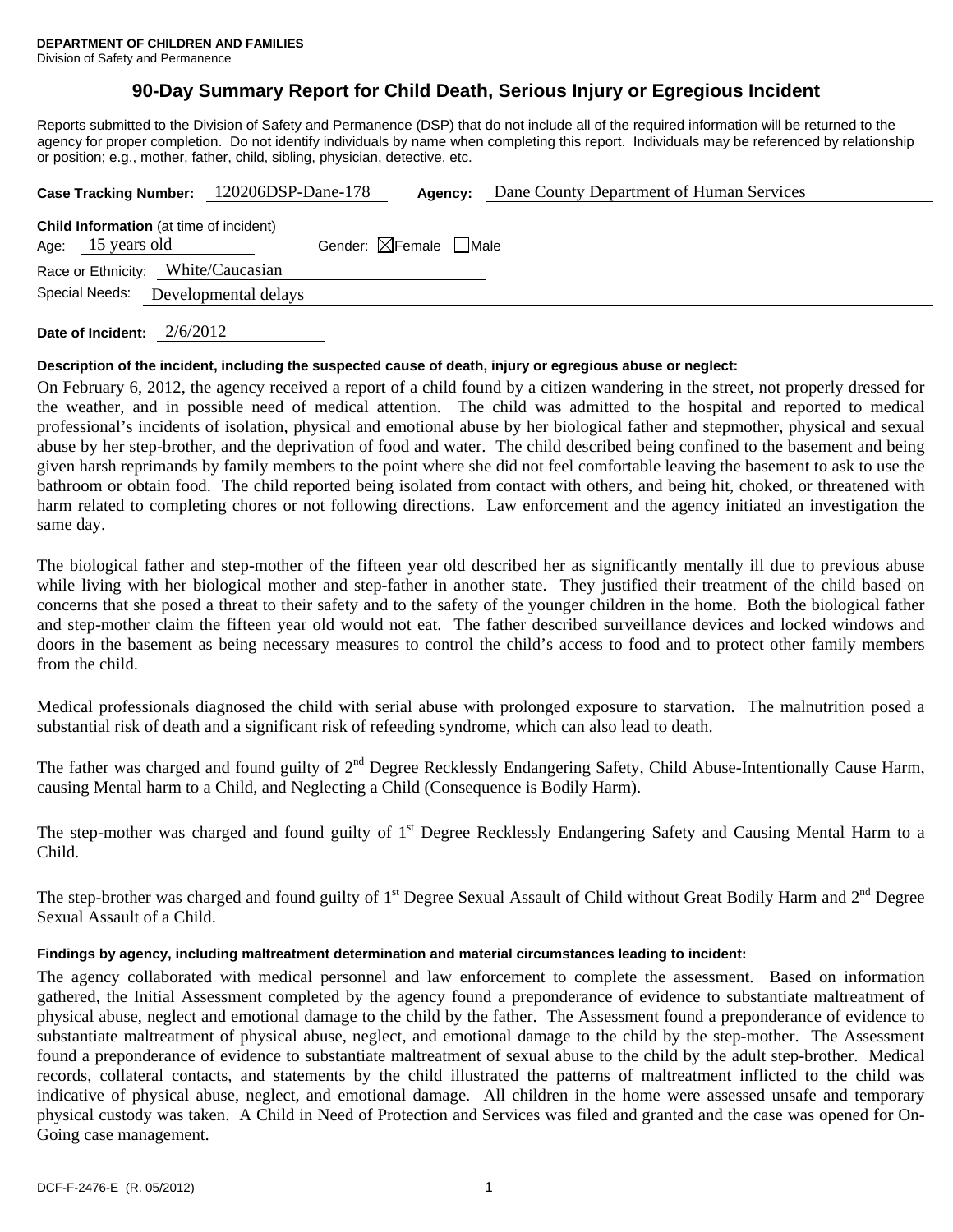**DEPARTMENT OF CHILDREN AND FAMILIES**
Division of Safety and Permanence

# 90-Day Summary Report for Child Death, Serious Injury or Egregious Incident

Reports submitted to the Division of Safety and Permanence (DSP) that do not include all of the required information will be returned to the agency for proper completion. Do not identify individuals by name when completing this report. Individuals may be referenced by relationship or position; e.g., mother, father, child, sibling, physician, detective, etc.

**Case Tracking Number:** 120206DSP-Dane-178 **Agency:** Dane County Department of Human Services

**Child Information** (at time of incident)
Age: 15 years old Gender: ☒Female ☐Male
Race or Ethnicity: White/Caucasian
Special Needs: Developmental delays

**Date of Incident:** 2/6/2012

**Description of the incident, including the suspected cause of death, injury or egregious abuse or neglect:**

On February 6, 2012, the agency received a report of a child found by a citizen wandering in the street, not properly dressed for the weather, and in possible need of medical attention. The child was admitted to the hospital and reported to medical professional's incidents of isolation, physical and emotional abuse by her biological father and stepmother, physical and sexual abuse by her step-brother, and the deprivation of food and water. The child described being confined to the basement and being given harsh reprimands by family members to the point where she did not feel comfortable leaving the basement to ask to use the bathroom or obtain food. The child reported being isolated from contact with others, and being hit, choked, or threatened with harm related to completing chores or not following directions. Law enforcement and the agency initiated an investigation the same day.

The biological father and step-mother of the fifteen year old described her as significantly mentally ill due to previous abuse while living with her biological mother and step-father in another state. They justified their treatment of the child based on concerns that she posed a threat to their safety and to the safety of the younger children in the home. Both the biological father and step-mother claim the fifteen year old would not eat. The father described surveillance devices and locked windows and doors in the basement as being necessary measures to control the child's access to food and to protect other family members from the child.

Medical professionals diagnosed the child with serial abuse with prolonged exposure to starvation. The malnutrition posed a substantial risk of death and a significant risk of refeeding syndrome, which can also lead to death.

The father was charged and found guilty of 2nd Degree Recklessly Endangering Safety, Child Abuse-Intentionally Cause Harm, causing Mental harm to a Child, and Neglecting a Child (Consequence is Bodily Harm).

The step-mother was charged and found guilty of 1st Degree Recklessly Endangering Safety and Causing Mental Harm to a Child.

The step-brother was charged and found guilty of 1st Degree Sexual Assault of Child without Great Bodily Harm and 2nd Degree Sexual Assault of a Child.

**Findings by agency, including maltreatment determination and material circumstances leading to incident:**

The agency collaborated with medical personnel and law enforcement to complete the assessment. Based on information gathered, the Initial Assessment completed by the agency found a preponderance of evidence to substantiate maltreatment of physical abuse, neglect and emotional damage to the child by the father. The Assessment found a preponderance of evidence to substantiate maltreatment of physical abuse, neglect, and emotional damage to the child by the step-mother. The Assessment found a preponderance of evidence to substantiate maltreatment of sexual abuse to the child by the adult step-brother. Medical records, collateral contacts, and statements by the child illustrated the patterns of maltreatment inflicted to the child was indicative of physical abuse, neglect, and emotional damage. All children in the home were assessed unsafe and temporary physical custody was taken. A Child in Need of Protection and Services was filed and granted and the case was opened for On-Going case management.

DCF-F-2476-E (R. 05/2012)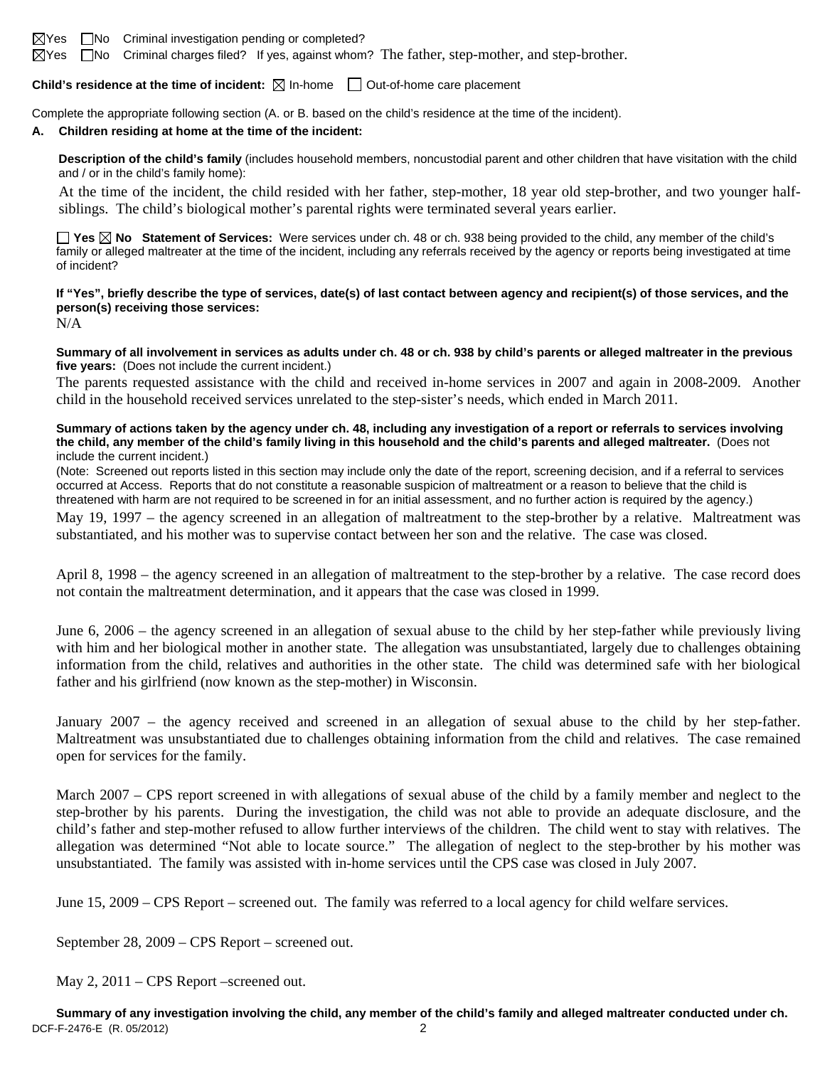☒Yes ☐No Criminal investigation pending or completed?

☒Yes ☐No Criminal charges filed? If yes, against whom? The father, step-mother, and step-brother.

**Child's residence at the time of incident:** ☒ In-home ☐ Out-of-home care placement

Complete the appropriate following section (A. or B. based on the child's residence at the time of the incident).

**A. Children residing at home at the time of the incident:**

**Description of the child's family** (includes household members, noncustodial parent and other children that have visitation with the child and / or in the child's family home):

At the time of the incident, the child resided with her father, step-mother, 18 year old step-brother, and two younger half-siblings. The child's biological mother's parental rights were terminated several years earlier.

☐ **Yes** ☒ **No** **Statement of Services:** Were services under ch. 48 or ch. 938 being provided to the child, any member of the child's family or alleged maltreater at the time of the incident, including any referrals received by the agency or reports being investigated at time of incident?

**If "Yes", briefly describe the type of services, date(s) of last contact between agency and recipient(s) of those services, and the person(s) receiving those services:**

N/A

**Summary of all involvement in services as adults under ch. 48 or ch. 938 by child's parents or alleged maltreater in the previous five years:** (Does not include the current incident.)

The parents requested assistance with the child and received in-home services in 2007 and again in 2008-2009. Another child in the household received services unrelated to the step-sister's needs, which ended in March 2011.

**Summary of actions taken by the agency under ch. 48, including any investigation of a report or referrals to services involving the child, any member of the child's family living in this household and the child's parents and alleged maltreater.** (Does not include the current incident.)

(Note: Screened out reports listed in this section may include only the date of the report, screening decision, and if a referral to services occurred at Access. Reports that do not constitute a reasonable suspicion of maltreatment or a reason to believe that the child is threatened with harm are not required to be screened in for an initial assessment, and no further action is required by the agency.)

May 19, 1997 – the agency screened in an allegation of maltreatment to the step-brother by a relative. Maltreatment was substantiated, and his mother was to supervise contact between her son and the relative. The case was closed.

April 8, 1998 – the agency screened in an allegation of maltreatment to the step-brother by a relative. The case record does not contain the maltreatment determination, and it appears that the case was closed in 1999.

June 6, 2006 – the agency screened in an allegation of sexual abuse to the child by her step-father while previously living with him and her biological mother in another state. The allegation was unsubstantiated, largely due to challenges obtaining information from the child, relatives and authorities in the other state. The child was determined safe with her biological father and his girlfriend (now known as the step-mother) in Wisconsin.

January 2007 – the agency received and screened in an allegation of sexual abuse to the child by her step-father. Maltreatment was unsubstantiated due to challenges obtaining information from the child and relatives. The case remained open for services for the family.

March 2007 – CPS report screened in with allegations of sexual abuse of the child by a family member and neglect to the step-brother by his parents. During the investigation, the child was not able to provide an adequate disclosure, and the child's father and step-mother refused to allow further interviews of the children. The child went to stay with relatives. The allegation was determined "Not able to locate source." The allegation of neglect to the step-brother by his mother was unsubstantiated. The family was assisted with in-home services until the CPS case was closed in July 2007.

June 15, 2009 – CPS Report – screened out. The family was referred to a local agency for child welfare services.

September 28, 2009 – CPS Report – screened out.

May 2, 2011 – CPS Report –screened out.

**Summary of any investigation involving the child, any member of the child's family and alleged maltreater conducted under ch.**

DCF-F-2476-E (R. 05/2012)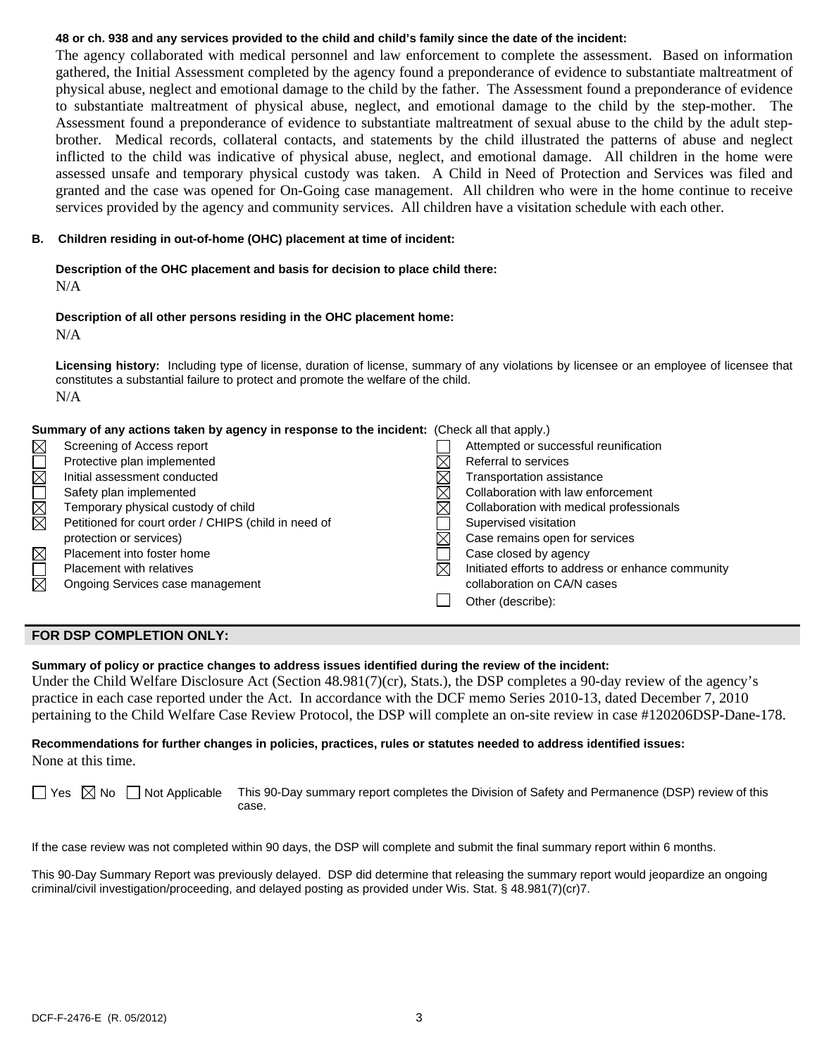**48 or ch. 938 and any services provided to the child and child's family since the date of the incident:**

The agency collaborated with medical personnel and law enforcement to complete the assessment. Based on information gathered, the Initial Assessment completed by the agency found a preponderance of evidence to substantiate maltreatment of physical abuse, neglect and emotional damage to the child by the father. The Assessment found a preponderance of evidence to substantiate maltreatment of physical abuse, neglect, and emotional damage to the child by the step-mother. The Assessment found a preponderance of evidence to substantiate maltreatment of sexual abuse to the child by the adult step-brother. Medical records, collateral contacts, and statements by the child illustrated the patterns of abuse and neglect inflicted to the child was indicative of physical abuse, neglect, and emotional damage. All children in the home were assessed unsafe and temporary physical custody was taken. A Child in Need of Protection and Services was filed and granted and the case was opened for On-Going case management. All children who were in the home continue to receive services provided by the agency and community services. All children have a visitation schedule with each other.

**B. Children residing in out-of-home (OHC) placement at time of incident:**

**Description of the OHC placement and basis for decision to place child there:**

N/A

**Description of all other persons residing in the OHC placement home:**

N/A

**Licensing history:** Including type of license, duration of license, summary of any violations by licensee or an employee of licensee that constitutes a substantial failure to protect and promote the welfare of the child.

N/A

**Summary of any actions taken by agency in response to the incident:** (Check all that apply.)

- ☒ Screening of Access report
- ☐ Protective plan implemented
- ☒ Initial assessment conducted
- ☐ Safety plan implemented
- ☒ Temporary physical custody of child
- ☒ Petitioned for court order / CHIPS (child in need of protection or services)
- ☒ Placement into foster home
- ☐ Placement with relatives
- ☒ Ongoing Services case management
- ☐ Attempted or successful reunification
- ☒ Referral to services
- ☒ Transportation assistance
- ☒ Collaboration with law enforcement
- ☒ Collaboration with medical professionals
- ☐ Supervised visitation
- ☒ Case remains open for services
- ☐ Case closed by agency
- ☒ Initiated efforts to address or enhance community collaboration on CA/N cases
- ☐ Other (describe):

## FOR DSP COMPLETION ONLY:

**Summary of policy or practice changes to address issues identified during the review of the incident:**

Under the Child Welfare Disclosure Act (Section 48.981(7)(cr), Stats.), the DSP completes a 90-day review of the agency's practice in each case reported under the Act. In accordance with the DCF memo Series 2010-13, dated December 7, 2010 pertaining to the Child Welfare Case Review Protocol, the DSP will complete an on-site review in case #120206DSP-Dane-178.

**Recommendations for further changes in policies, practices, rules or statutes needed to address identified issues:**

None at this time.

☐ Yes ☒ No ☐ Not Applicable This 90-Day summary report completes the Division of Safety and Permanence (DSP) review of this case.

If the case review was not completed within 90 days, the DSP will complete and submit the final summary report within 6 months.

This 90-Day Summary Report was previously delayed. DSP did determine that releasing the summary report would jeopardize an ongoing criminal/civil investigation/proceeding, and delayed posting as provided under Wis. Stat. § 48.981(7)(cr)7.

DCF-F-2476-E (R. 05/2012)